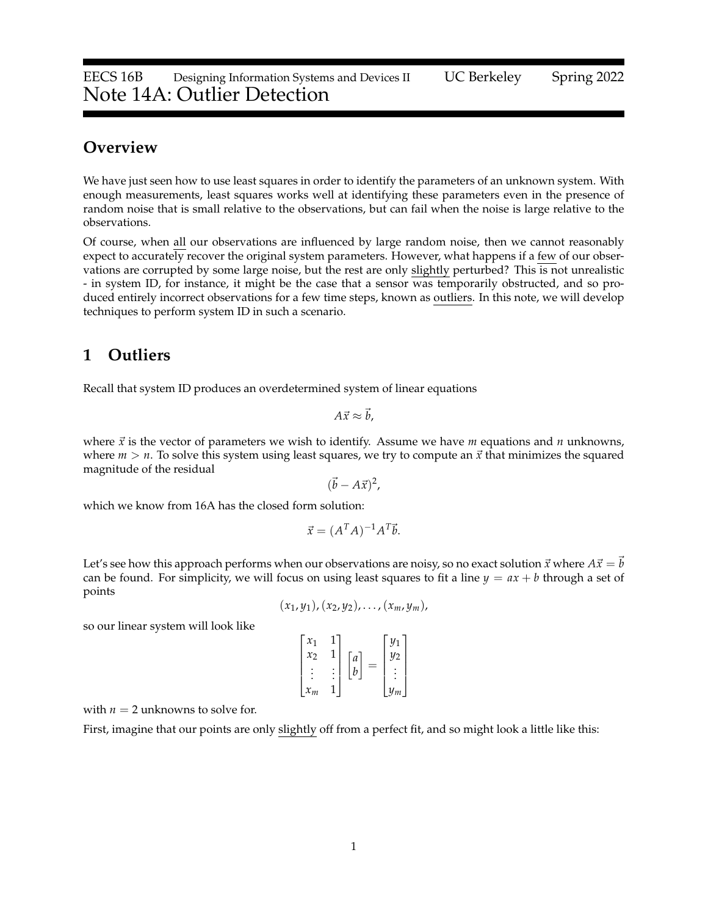# EECS 16B Designing Information Systems and Devices II UC Berkeley Spring 2022
# Note 14A: Outlier Detection

## Overview

We have just seen how to use least squares in order to identify the parameters of an unknown system. With enough measurements, least squares works well at identifying these parameters even in the presence of random noise that is small relative to the observations, but can fail when the noise is large relative to the observations.

Of course, when all our observations are influenced by large random noise, then we cannot reasonably expect to accurately recover the original system parameters. However, what happens if a few of our observations are corrupted by some large noise, but the rest are only slightly perturbed? This is not unrealistic - in system ID, for instance, it might be the case that a sensor was temporarily obstructed, and so produced entirely incorrect observations for a few time steps, known as outliers. In this note, we will develop techniques to perform system ID in such a scenario.

## 1 Outliers

Recall that system ID produces an overdetermined system of linear equations

$$A\vec{x} \approx \vec{b},$$

where $\vec{x}$ is the vector of parameters we wish to identify. Assume we have $m$ equations and $n$ unknowns, where $m > n$. To solve this system using least squares, we try to compute an $\vec{x}$ that minimizes the squared magnitude of the residual

$$(\vec{b} - A\vec{x})^2,$$

which we know from 16A has the closed form solution:

$$\vec{x} = (A^T A)^{-1} A^T \vec{b}.$$

Let's see how this approach performs when our observations are noisy, so no exact solution $\vec{x}$ where $A\vec{x} = \vec{b}$ can be found. For simplicity, we will focus on using least squares to fit a line $y = ax + b$ through a set of points

$$(x_1, y_1), (x_2, y_2), \ldots, (x_m, y_m),$$

so our linear system will look like

$$\begin{bmatrix} x_1 & 1 \\ x_2 & 1 \\ \vdots & \vdots \\ x_m & 1 \end{bmatrix} \begin{bmatrix} a \\ b \end{bmatrix} = \begin{bmatrix} y_1 \\ y_2 \\ \vdots \\ y_m \end{bmatrix}$$

with $n = 2$ unknowns to solve for.

First, imagine that our points are only slightly off from a perfect fit, and so might look a little like this: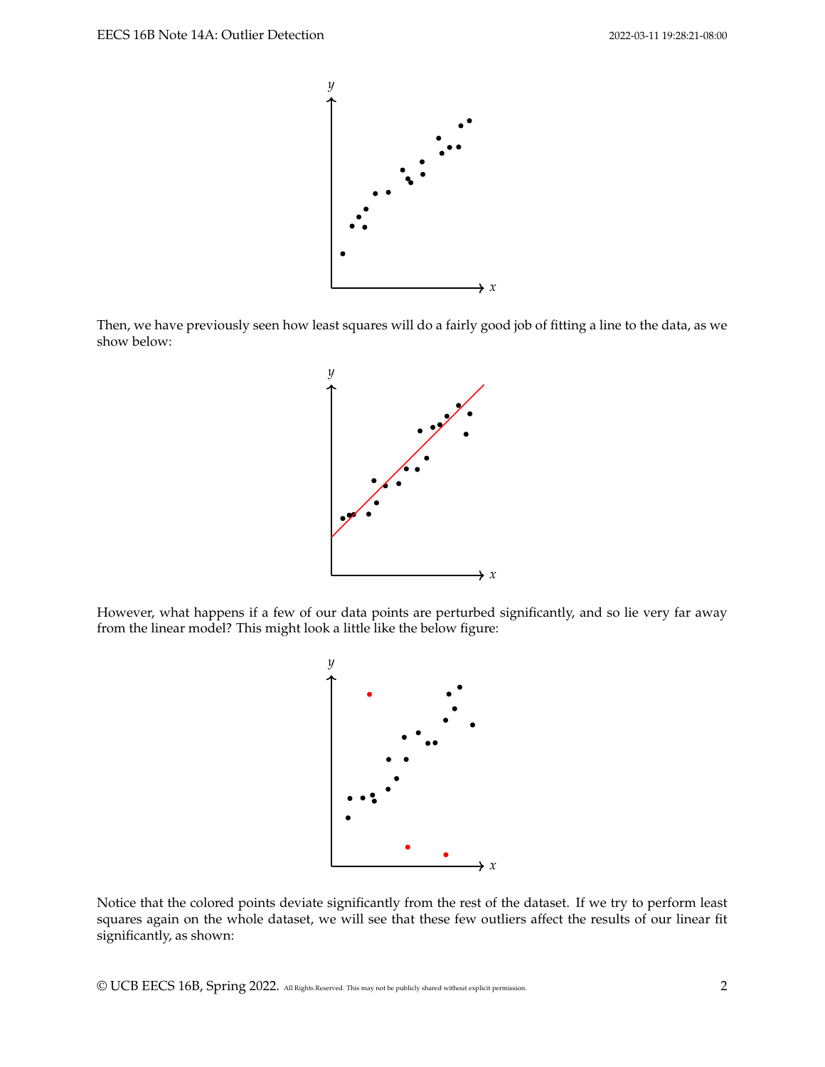Then, we have previously seen how least squares will do a fairly good job of fitting a line to the data, as we show below:

However, what happens if a few of our data points are perturbed significantly, and so lie very far away from the linear model? This might look a little like the below figure:

Notice that the colored points deviate significantly from the rest of the dataset. If we try to perform least squares again on the whole dataset, we will see that these few outliers affect the results of our linear fit significantly, as shown: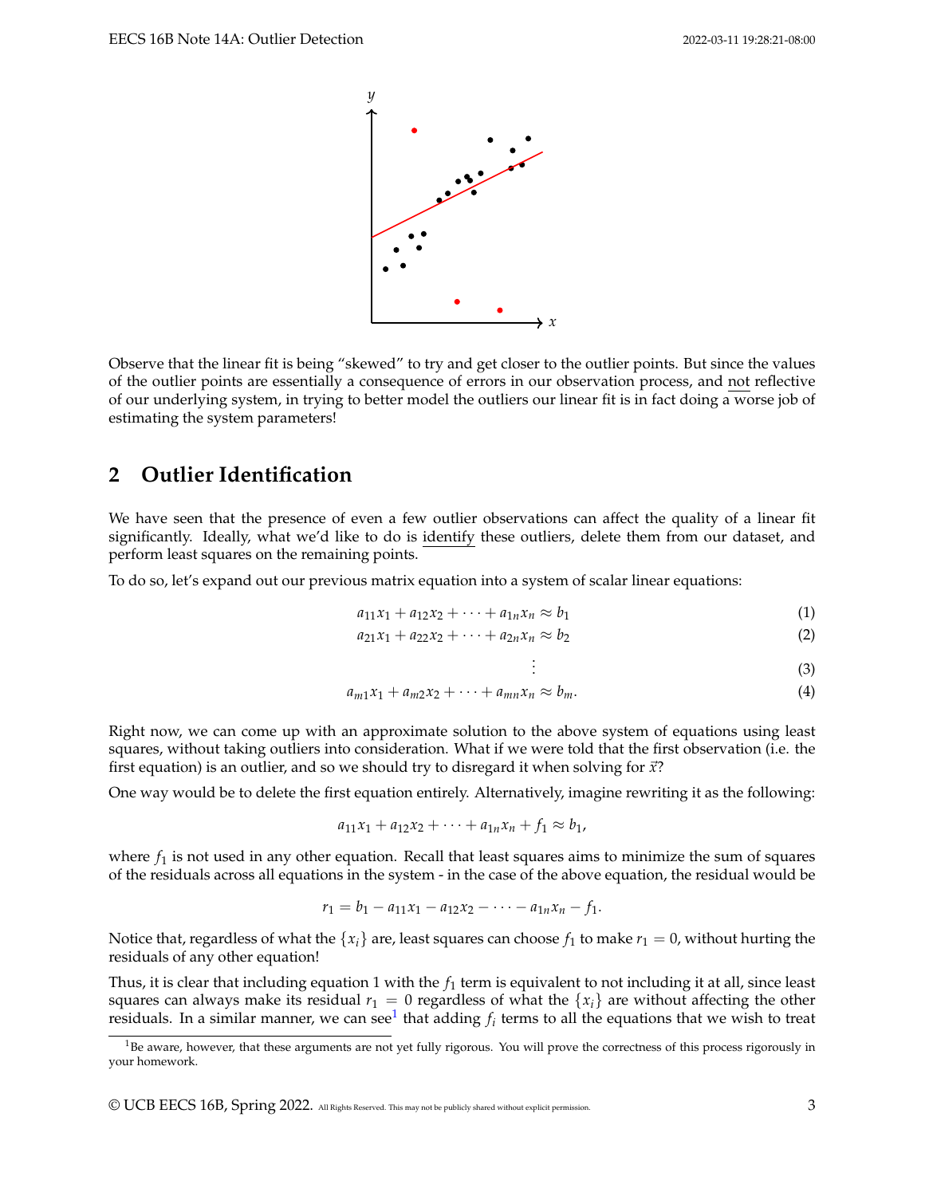Observe that the linear fit is being "skewed" to try and get closer to the outlier points. But since the values of the outlier points are essentially a consequence of errors in our observation process, and not reflective of our underlying system, in trying to better model the outliers our linear fit is in fact doing a worse job of estimating the system parameters!

## 2 Outlier Identification

We have seen that the presence of even a few outlier observations can affect the quality of a linear fit significantly. Ideally, what we'd like to do is identify these outliers, delete them from our dataset, and perform least squares on the remaining points.

To do so, let's expand out our previous matrix equation into a system of scalar linear equations:

$$a_{11}x_1 + a_{12}x_2 + \cdots + a_{1n}x_n \approx b_1 \tag{1}$$

$$a_{21}x_1 + a_{22}x_2 + \cdots + a_{2n}x_n \approx b_2 \tag{2}$$

$$\vdots \tag{3}$$

$$a_{m1}x_1 + a_{m2}x_2 + \cdots + a_{mn}x_n \approx b_m. \tag{4}$$

Right now, we can come up with an approximate solution to the above system of equations using least squares, without taking outliers into consideration. What if we were told that the first observation (i.e. the first equation) is an outlier, and so we should try to disregard it when solving for $\vec{x}$?

One way would be to delete the first equation entirely. Alternatively, imagine rewriting it as the following:

$$a_{11}x_1 + a_{12}x_2 + \cdots + a_{1n}x_n + f_1 \approx b_1,$$

where $f_1$ is not used in any other equation. Recall that least squares aims to minimize the sum of squares of the residuals across all equations in the system - in the case of the above equation, the residual would be

$$r_1 = b_1 - a_{11}x_1 - a_{12}x_2 - \cdots - a_{1n}x_n - f_1.$$

Notice that, regardless of what the $\{x_i\}$ are, least squares can choose $f_1$ to make $r_1 = 0$, without hurting the residuals of any other equation!

Thus, it is clear that including equation 1 with the $f_1$ term is equivalent to not including it at all, since least squares can always make its residual $r_1 = 0$ regardless of what the $\{x_i\}$ are without affecting the other residuals. In a similar manner, we can see[1] that adding $f_i$ terms to all the equations that we wish to treat

[1] Be aware, however, that these arguments are not yet fully rigorous. You will prove the correctness of this process rigorously in your homework.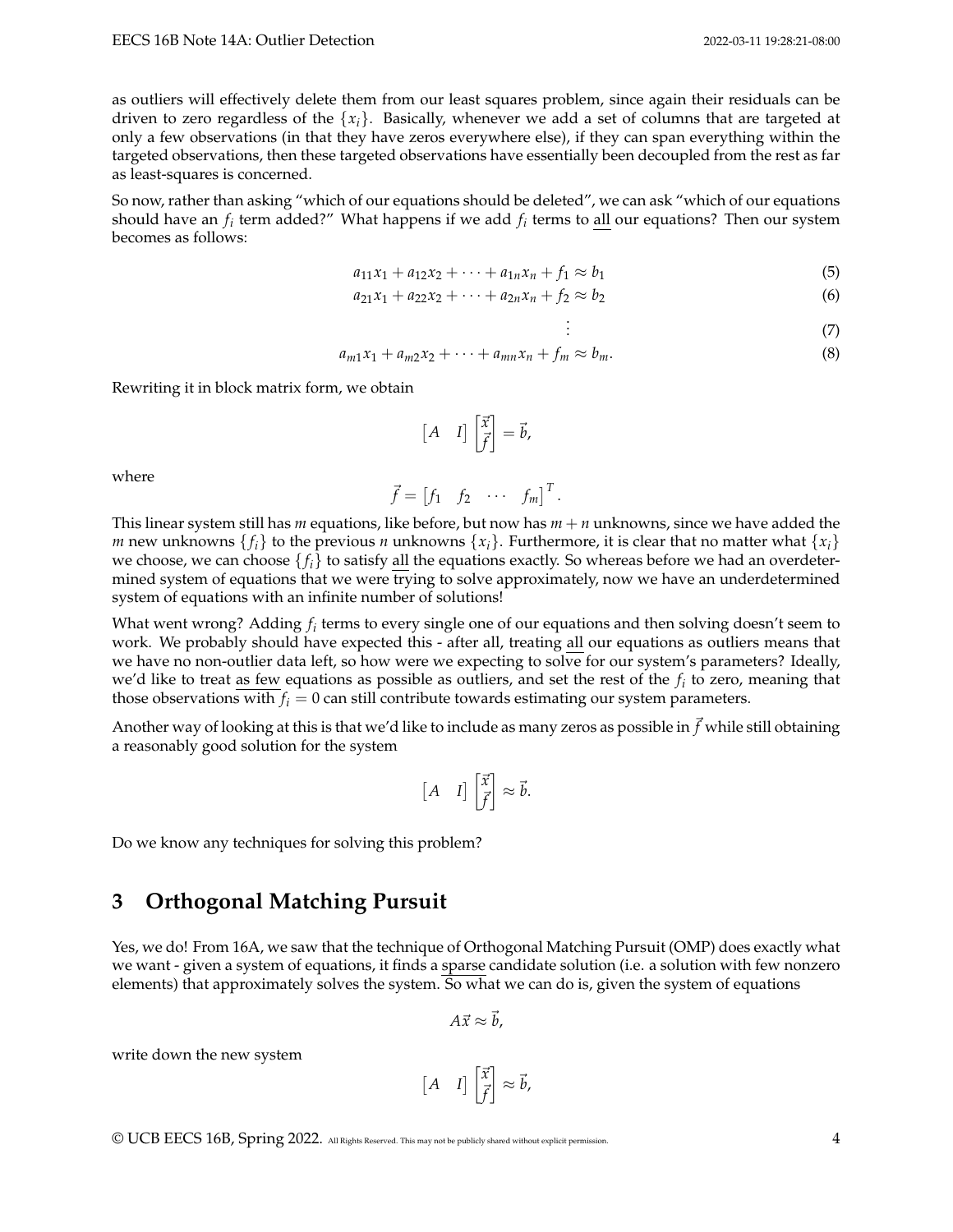as outliers will effectively delete them from our least squares problem, since again their residuals can be driven to zero regardless of the $\{x_i\}$. Basically, whenever we add a set of columns that are targeted at only a few observations (in that they have zeros everywhere else), if they can span everything within the targeted observations, then these targeted observations have essentially been decoupled from the rest as far as least-squares is concerned.

So now, rather than asking "which of our equations should be deleted", we can ask "which of our equations should have an $f_i$ term added?" What happens if we add $f_i$ terms to all our equations? Then our system becomes as follows:

$$a_{11}x_1 + a_{12}x_2 + \cdots + a_{1n}x_n + f_1 \approx b_1 \tag{5}$$

$$a_{21}x_1 + a_{22}x_2 + \cdots + a_{2n}x_n + f_2 \approx b_2 \tag{6}$$

$$\vdots \tag{7}$$

$$a_{m1}x_1 + a_{m2}x_2 + \cdots + a_{mn}x_n + f_m \approx b_m. \tag{8}$$

Rewriting it in block matrix form, we obtain

$$\begin{bmatrix} A & I \end{bmatrix} \begin{bmatrix} \vec{x} \\ \vec{f} \end{bmatrix} = \vec{b},$$

where

$$\vec{f} = \begin{bmatrix} f_1 & f_2 & \cdots & f_m \end{bmatrix}^T.$$

This linear system still has $m$ equations, like before, but now has $m+n$ unknowns, since we have added the $m$ new unknowns $\{f_i\}$ to the previous $n$ unknowns $\{x_i\}$. Furthermore, it is clear that no matter what $\{x_i\}$ we choose, we can choose $\{f_i\}$ to satisfy all the equations exactly. So whereas before we had an overdetermined system of equations that we were trying to solve approximately, now we have an underdetermined system of equations with an infinite number of solutions!

What went wrong? Adding $f_i$ terms to every single one of our equations and then solving doesn't seem to work. We probably should have expected this - after all, treating all our equations as outliers means that we have no non-outlier data left, so how were we expecting to solve for our system's parameters? Ideally, we'd like to treat as few equations as possible as outliers, and set the rest of the $f_i$ to zero, meaning that those observations with $f_i = 0$ can still contribute towards estimating our system parameters.

Another way of looking at this is that we'd like to include as many zeros as possible in $\vec{f}$ while still obtaining a reasonably good solution for the system

$$\begin{bmatrix} A & I \end{bmatrix} \begin{bmatrix} \vec{x} \\ \vec{f} \end{bmatrix} \approx \vec{b}.$$

Do we know any techniques for solving this problem?

## 3 Orthogonal Matching Pursuit

Yes, we do! From 16A, we saw that the technique of Orthogonal Matching Pursuit (OMP) does exactly what we want - given a system of equations, it finds a sparse candidate solution (i.e. a solution with few nonzero elements) that approximately solves the system. So what we can do is, given the system of equations

$$A\vec{x} \approx \vec{b},$$

write down the new system

$$\begin{bmatrix} A & I \end{bmatrix} \begin{bmatrix} \vec{x} \\ \vec{f} \end{bmatrix} \approx \vec{b},$$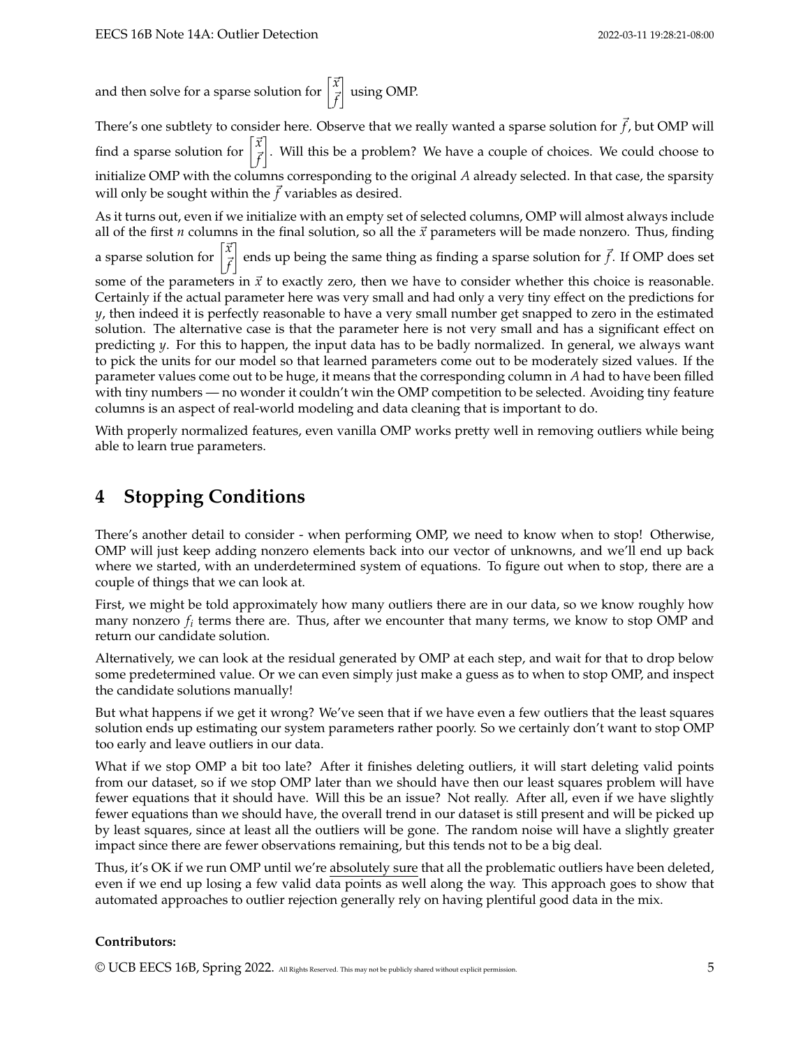and then solve for a sparse solution for $\begin{bmatrix} \vec{x} \\ \vec{f} \end{bmatrix}$ using OMP.

There's one subtlety to consider here. Observe that we really wanted a sparse solution for $\vec{f}$, but OMP will find a sparse solution for $\begin{bmatrix} \vec{x} \\ \vec{f} \end{bmatrix}$. Will this be a problem? We have a couple of choices. We could choose to initialize OMP with the columns corresponding to the original $A$ already selected. In that case, the sparsity will only be sought within the $\vec{f}$ variables as desired.

As it turns out, even if we initialize with an empty set of selected columns, OMP will almost always include all of the first $n$ columns in the final solution, so all the $\vec{x}$ parameters will be made nonzero. Thus, finding a sparse solution for $\begin{bmatrix} \vec{x} \\ \vec{f} \end{bmatrix}$ ends up being the same thing as finding a sparse solution for $\vec{f}$. If OMP does set some of the parameters in $\vec{x}$ to exactly zero, then we have to consider whether this choice is reasonable. Certainly if the actual parameter here was very small and had only a very tiny effect on the predictions for $y$, then indeed it is perfectly reasonable to have a very small number get snapped to zero in the estimated solution. The alternative case is that the parameter here is not very small and has a significant effect on predicting $y$. For this to happen, the input data has to be badly normalized. In general, we always want to pick the units for our model so that learned parameters come out to be moderately sized values. If the parameter values come out to be huge, it means that the corresponding column in $A$ had to have been filled with tiny numbers — no wonder it couldn't win the OMP competition to be selected. Avoiding tiny feature columns is an aspect of real-world modeling and data cleaning that is important to do.

With properly normalized features, even vanilla OMP works pretty well in removing outliers while being able to learn true parameters.

# 4 Stopping Conditions

There's another detail to consider - when performing OMP, we need to know when to stop! Otherwise, OMP will just keep adding nonzero elements back into our vector of unknowns, and we'll end up back where we started, with an underdetermined system of equations. To figure out when to stop, there are a couple of things that we can look at.

First, we might be told approximately how many outliers there are in our data, so we know roughly how many nonzero $f_i$ terms there are. Thus, after we encounter that many terms, we know to stop OMP and return our candidate solution.

Alternatively, we can look at the residual generated by OMP at each step, and wait for that to drop below some predetermined value. Or we can even simply just make a guess as to when to stop OMP, and inspect the candidate solutions manually!

But what happens if we get it wrong? We've seen that if we have even a few outliers that the least squares solution ends up estimating our system parameters rather poorly. So we certainly don't want to stop OMP too early and leave outliers in our data.

What if we stop OMP a bit too late? After it finishes deleting outliers, it will start deleting valid points from our dataset, so if we stop OMP later than we should have then our least squares problem will have fewer equations that it should have. Will this be an issue? Not really. After all, even if we have slightly fewer equations than we should have, the overall trend in our dataset is still present and will be picked up by least squares, since at least all the outliers will be gone. The random noise will have a slightly greater impact since there are fewer observations remaining, but this tends not to be a big deal.

Thus, it's OK if we run OMP until we're absolutely sure that all the problematic outliers have been deleted, even if we end up losing a few valid data points as well along the way. This approach goes to show that automated approaches to outlier rejection generally rely on having plentiful good data in the mix.

**Contributors:**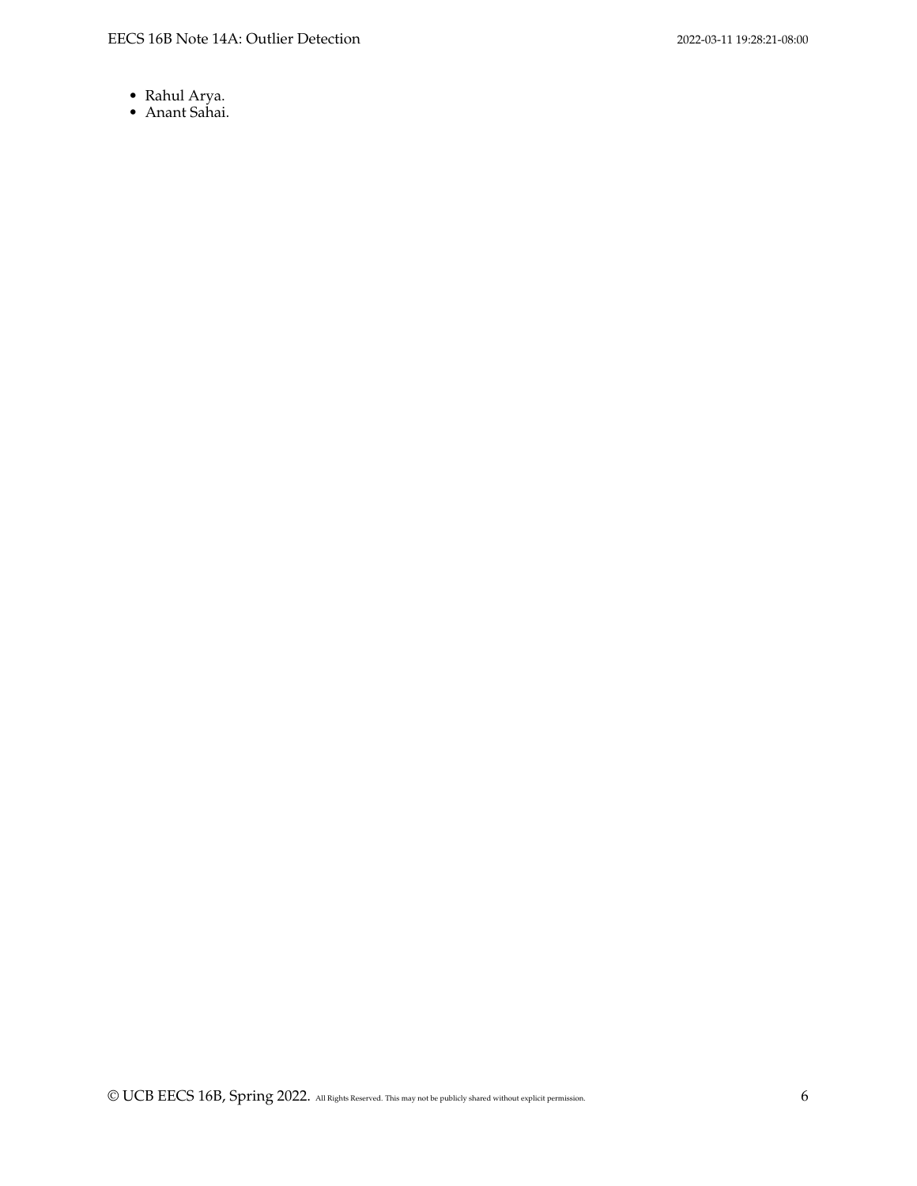- Rahul Arya.
- Anant Sahai.